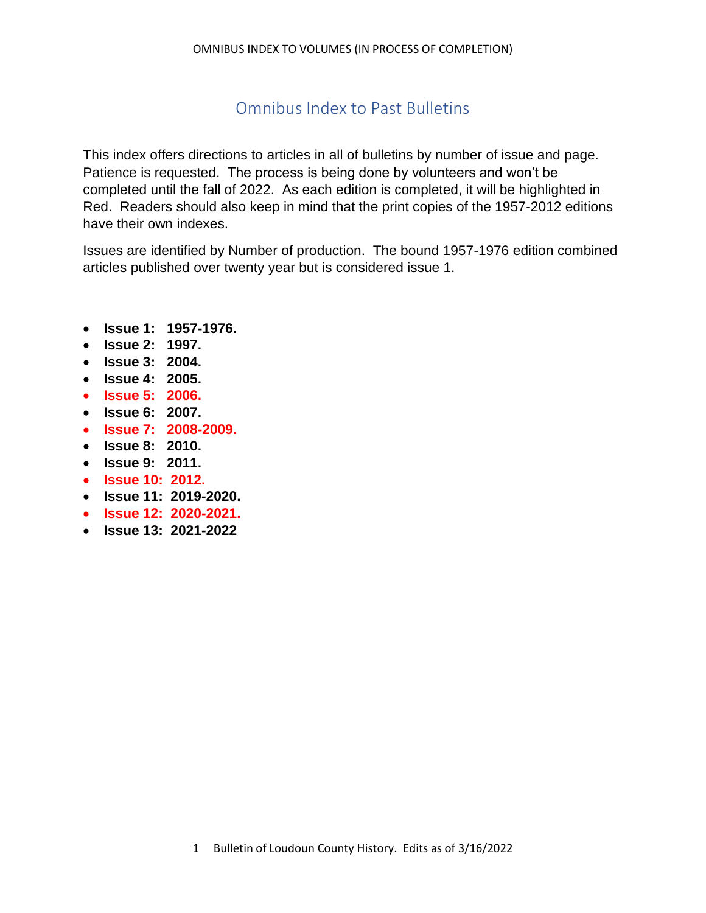# Omnibus Index to Past Bulletins

This index offers directions to articles in all of bulletins by number of issue and page. Patience is requested. The process is being done by volunteers and won't be completed until the fall of 2022. As each edition is completed, it will be highlighted in Red. Readers should also keep in mind that the print copies of the 1957-2012 editions have their own indexes.

Issues are identified by Number of production. The bound 1957-1976 edition combined articles published over twenty year but is considered issue 1.

- **Issue 1: 1957-1976.**
- **Issue 2: 1997.**
- **Issue 3: 2004.**
- **Issue 4: 2005.**
- **Issue 5: 2006.**
- **Issue 6: 2007.**
- **Issue 7: 2008-2009.**
- **Issue 8: 2010.**
- **Issue 9: 2011.**
- **Issue 10: 2012.**
- **Issue 11: 2019-2020.**
- **Issue 12: 2020-2021.**
- **Issue 13: 2021-2022**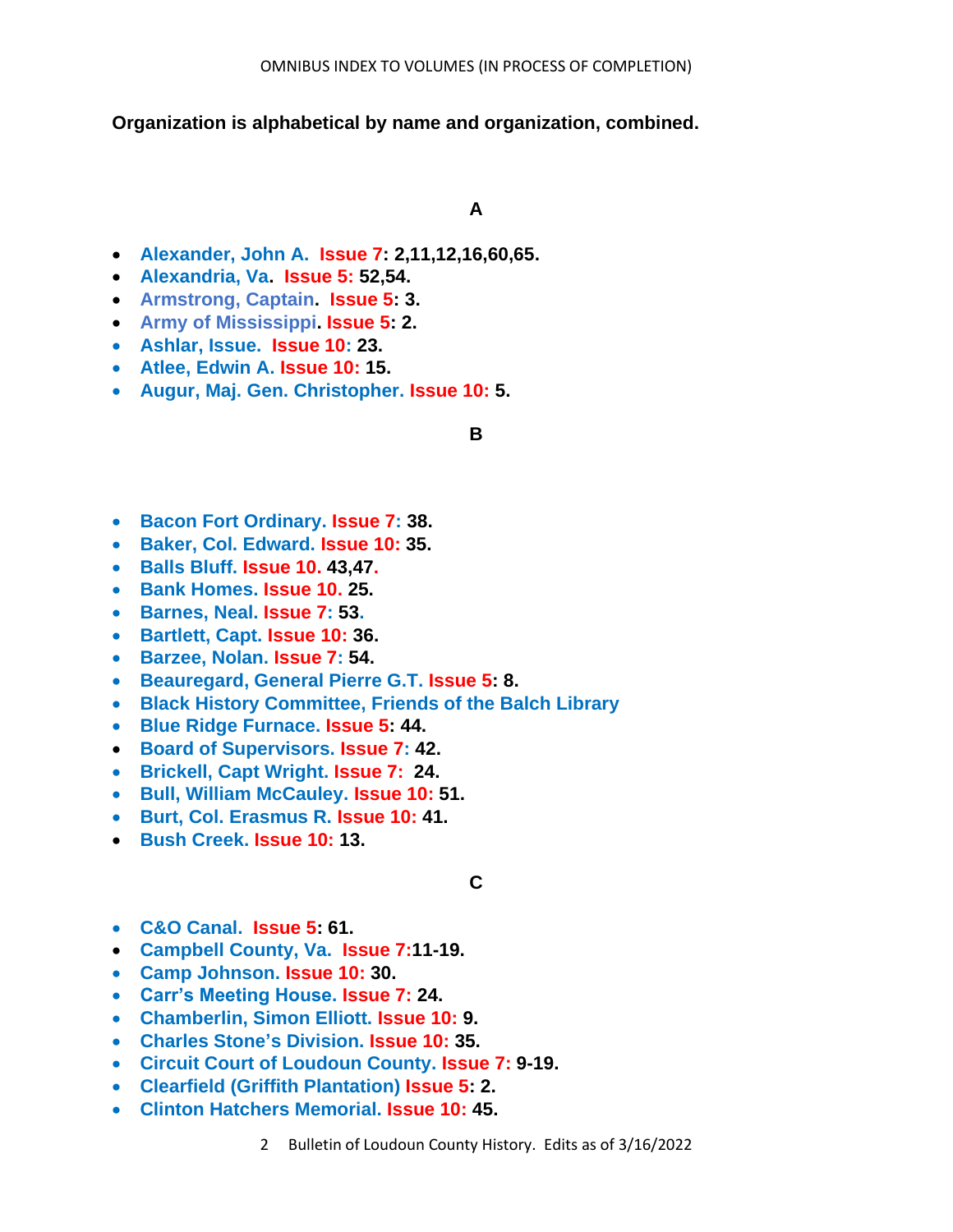OMNIBUS INDEX TO VOLUMES (IN PROCESS OF COMPLETION)

**Organization is alphabetical by name and organization, combined.**

## A

- **Alexander, John A. Issue 7: 2,11,12,16,60,65.**
- **Alexandria, Va. Issue 5: 52,54.**
- **Armstrong, Captain. Issue 5: 3.**
- **Army of Mississippi. Issue 5: 2.**
- **Ashlar, Issue. Issue 10: 23.**
- **Atlee, Edwin A. Issue 10: 15.**
- **Augur, Maj. Gen. Christopher. Issue 10: 5.**

## B

- **Bacon Fort Ordinary. Issue 7: 38.**
- **Baker, Col. Edward. Issue 10: 35.**
- **Balls Bluff. Issue 10. 43,47.**
- **Bank Homes. Issue 10. 25.**
- **Barnes, Neal. Issue 7: 53.**
- **Bartlett, Capt. Issue 10: 36.**
- **Barzee, Nolan. Issue 7: 54.**
- **Beauregard, General Pierre G.T. Issue 5: 8.**
- **Black History Committee, Friends of the Balch Library**
- **Blue Ridge Furnace. Issue 5: 44.**
- **Board of Supervisors. Issue 7: 42.**
- **Brickell, Capt Wright. Issue 7: 24.**
- **Bull, William McCauley. Issue 10: 51.**
- **Burt, Col. Erasmus R. Issue 10: 41.**
- **Bush Creek. Issue 10: 13.**

## C

- **C&O Canal. Issue 5: 61.**
- **Campbell County, Va. Issue 7:11-19.**
- **Camp Johnson. Issue 10: 30.**
- **Carr's Meeting House. Issue 7: 24.**
- **Chamberlin, Simon Elliott. Issue 10: 9.**
- **Charles Stone's Division. Issue 10: 35.**
- **Circuit Court of Loudoun County. Issue 7: 9-19.**
- **Clearfield (Griffith Plantation) Issue 5: 2.**
- **Clinton Hatchers Memorial. Issue 10: 45.**

Bulletin of Loudoun County History. Edits as of 3/16/2022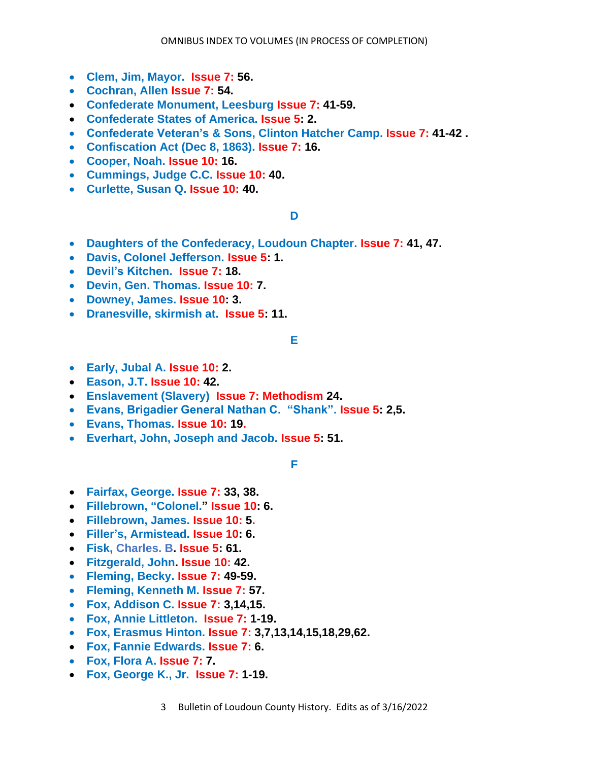- Clem, Jim, Mayor. Issue 7: 56.
- Cochran, Allen Issue 7: 54.
- Confederate Monument, Leesburg Issue 7: 41-59.
- Confederate States of America. Issue 5: 2.
- Confederate Veteran's & Sons, Clinton Hatcher Camp. Issue 7: 41-42 .
- Confiscation Act (Dec 8, 1863). Issue 7: 16.
- Cooper, Noah. Issue 10: 16.
- Cummings, Judge C.C. Issue 10: 40.
- Curlette, Susan Q. Issue 10: 40.

## D

- Daughters of the Confederacy, Loudoun Chapter. Issue 7: 41, 47.
- Davis, Colonel Jefferson. Issue 5: 1.
- Devil's Kitchen. Issue 7: 18.
- Devin, Gen. Thomas. Issue 10: 7.
- Downey, James. Issue 10: 3.
- Dranesville, skirmish at. Issue 5: 11.

## E

- Early, Jubal A. Issue 10: 2.
- Eason, J.T. Issue 10: 42.
- Enslavement (Slavery) Issue 7: Methodism 24.
- Evans, Brigadier General Nathan C. "Shank". Issue 5: 2,5.
- Evans, Thomas. Issue 10: 19.
- Everhart, John, Joseph and Jacob. Issue 5: 51.

## F

- Fairfax, George. Issue 7: 33, 38.
- Fillebrown, "Colonel." Issue 10: 6.
- Fillebrown, James. Issue 10: 5.
- Filler's, Armistead. Issue 10: 6.
- Fisk, Charles. B. Issue 5: 61.
- Fitzgerald, John. Issue 10: 42.
- Fleming, Becky. Issue 7: 49-59.
- Fleming, Kenneth M. Issue 7: 57.
- Fox, Addison C. Issue 7: 3,14,15.
- Fox, Annie Littleton. Issue 7: 1-19.
- Fox, Erasmus Hinton. Issue 7: 3,7,13,14,15,18,29,62.
- Fox, Fannie Edwards. Issue 7: 6.
- Fox, Flora A. Issue 7: 7.
- Fox, George K., Jr. Issue 7: 1-19.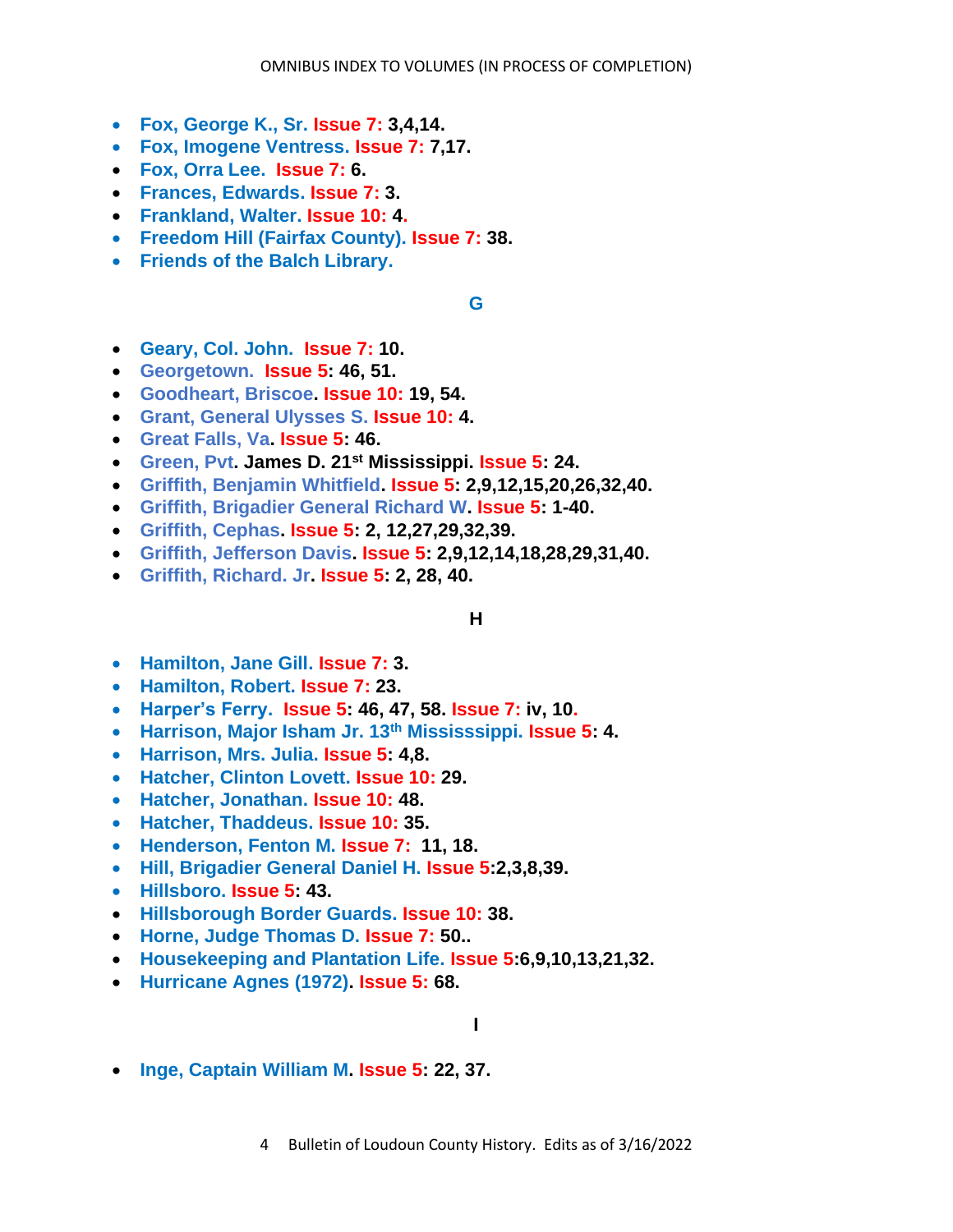- **Fox, George K., Sr. Issue 7: 3,4,14.**
- **Fox, Imogene Ventress. Issue 7: 7,17.**
- **Fox, Orra Lee. Issue 7: 6.**
- **Frances, Edwards. Issue 7: 3.**
- **Frankland, Walter. Issue 10: 4.**
- **Freedom Hill (Fairfax County). Issue 7: 38.**
- **Friends of the Balch Library.**

## G

- **Geary, Col. John. Issue 7: 10.**
- **Georgetown. Issue 5: 46, 51.**
- **Goodheart, Briscoe. Issue 10: 19, 54.**
- **Grant, General Ulysses S. Issue 10: 4.**
- **Great Falls, Va. Issue 5: 46.**
- **Green, Pvt. James D. 21st Mississippi. Issue 5: 24.**
- **Griffith, Benjamin Whitfield. Issue 5: 2,9,12,15,20,26,32,40.**
- **Griffith, Brigadier General Richard W. Issue 5: 1-40.**
- **Griffith, Cephas. Issue 5: 2, 12,27,29,32,39.**
- **Griffith, Jefferson Davis. Issue 5: 2,9,12,14,18,28,29,31,40.**
- **Griffith, Richard. Jr. Issue 5: 2, 28, 40.**

## H

- **Hamilton, Jane Gill. Issue 7: 3.**
- **Hamilton, Robert. Issue 7: 23.**
- **Harper's Ferry. Issue 5: 46, 47, 58. Issue 7: iv, 10.**
- **Harrison, Major Isham Jr. 13th Mississsippi. Issue 5: 4.**
- **Harrison, Mrs. Julia. Issue 5: 4,8.**
- **Hatcher, Clinton Lovett. Issue 10: 29.**
- **Hatcher, Jonathan. Issue 10: 48.**
- **Hatcher, Thaddeus. Issue 10: 35.**
- **Henderson, Fenton M. Issue 7: 11, 18.**
- **Hill, Brigadier General Daniel H. Issue 5:2,3,8,39.**
- **Hillsboro. Issue 5: 43.**
- **Hillsborough Border Guards. Issue 10: 38.**
- **Horne, Judge Thomas D. Issue 7: 50..**
- **Housekeeping and Plantation Life. Issue 5:6,9,10,13,21,32.**
- **Hurricane Agnes (1972). Issue 5: 68.**

## I

- **Inge, Captain William M. Issue 5: 22, 37.**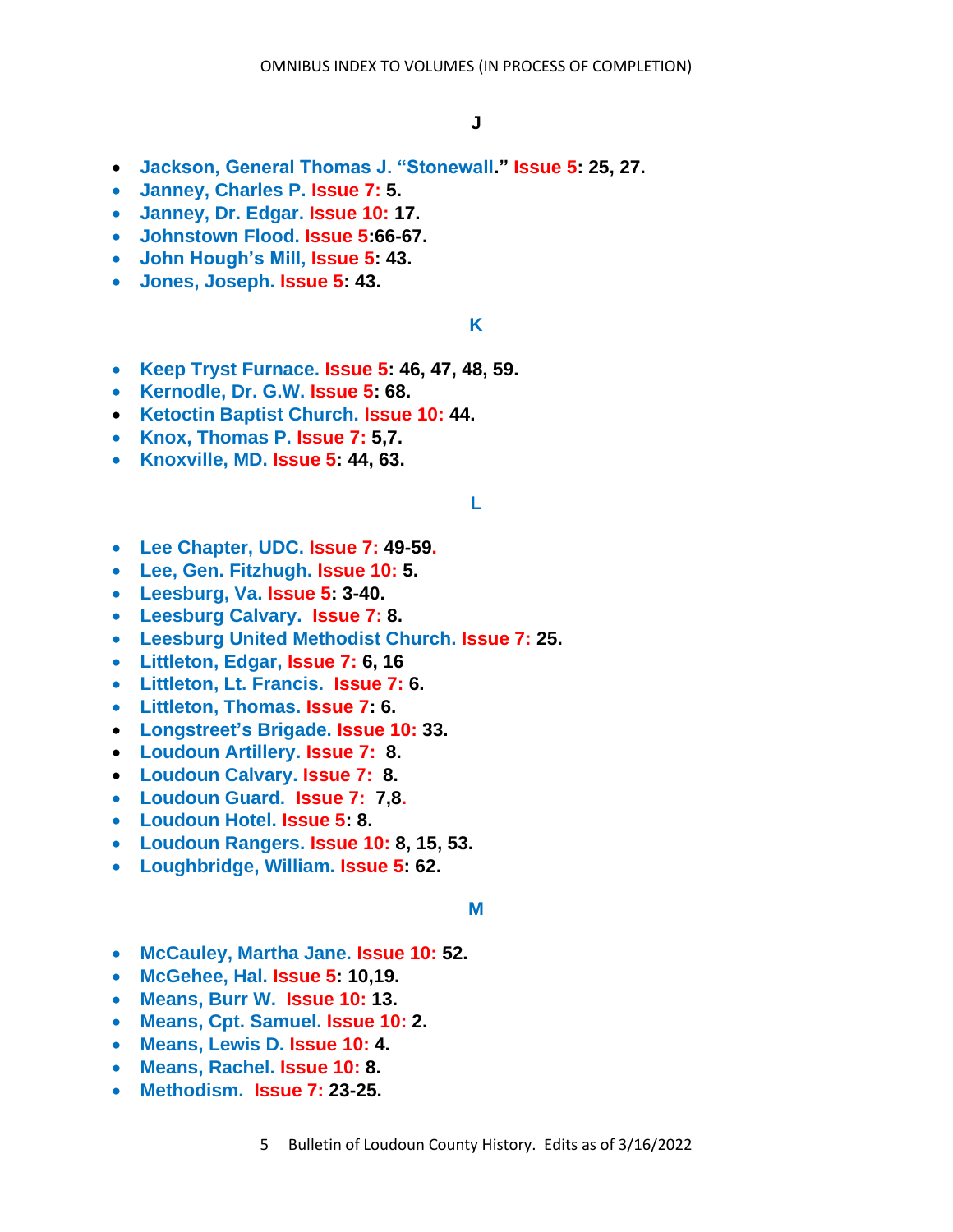## J

- **Jackson, General Thomas J. "Stonewall." Issue 5: 25, 27.**
- **Janney, Charles P. Issue 7: 5.**
- **Janney, Dr. Edgar. Issue 10: 17.**
- **Johnstown Flood. Issue 5:66-67.**
- **John Hough's Mill, Issue 5: 43.**
- **Jones, Joseph. Issue 5: 43.**

## K

- **Keep Tryst Furnace. Issue 5: 46, 47, 48, 59.**
- **Kernodle, Dr. G.W. Issue 5: 68.**
- **Ketoctin Baptist Church. Issue 10: 44.**
- **Knox, Thomas P. Issue 7: 5,7.**
- **Knoxville, MD. Issue 5: 44, 63.**

## L

- **Lee Chapter, UDC. Issue 7: 49-59.**
- **Lee, Gen. Fitzhugh. Issue 10: 5.**
- **Leesburg, Va. Issue 5: 3-40.**
- **Leesburg Calvary. Issue 7: 8.**
- **Leesburg United Methodist Church. Issue 7: 25.**
- **Littleton, Edgar, Issue 7: 6, 16**
- **Littleton, Lt. Francis. Issue 7: 6.**
- **Littleton, Thomas. Issue 7: 6.**
- **Longstreet's Brigade. Issue 10: 33.**
- **Loudoun Artillery. Issue 7: 8.**
- **Loudoun Calvary. Issue 7: 8.**
- **Loudoun Guard. Issue 7: 7,8.**
- **Loudoun Hotel. Issue 5: 8.**
- **Loudoun Rangers. Issue 10: 8, 15, 53.**
- **Loughbridge, William. Issue 5: 62.**

## M

- **McCauley, Martha Jane. Issue 10: 52.**
- **McGehee, Hal. Issue 5: 10,19.**
- **Means, Burr W. Issue 10: 13.**
- **Means, Cpt. Samuel. Issue 10: 2.**
- **Means, Lewis D. Issue 10: 4.**
- **Means, Rachel. Issue 10: 8.**
- **Methodism. Issue 7: 23-25.**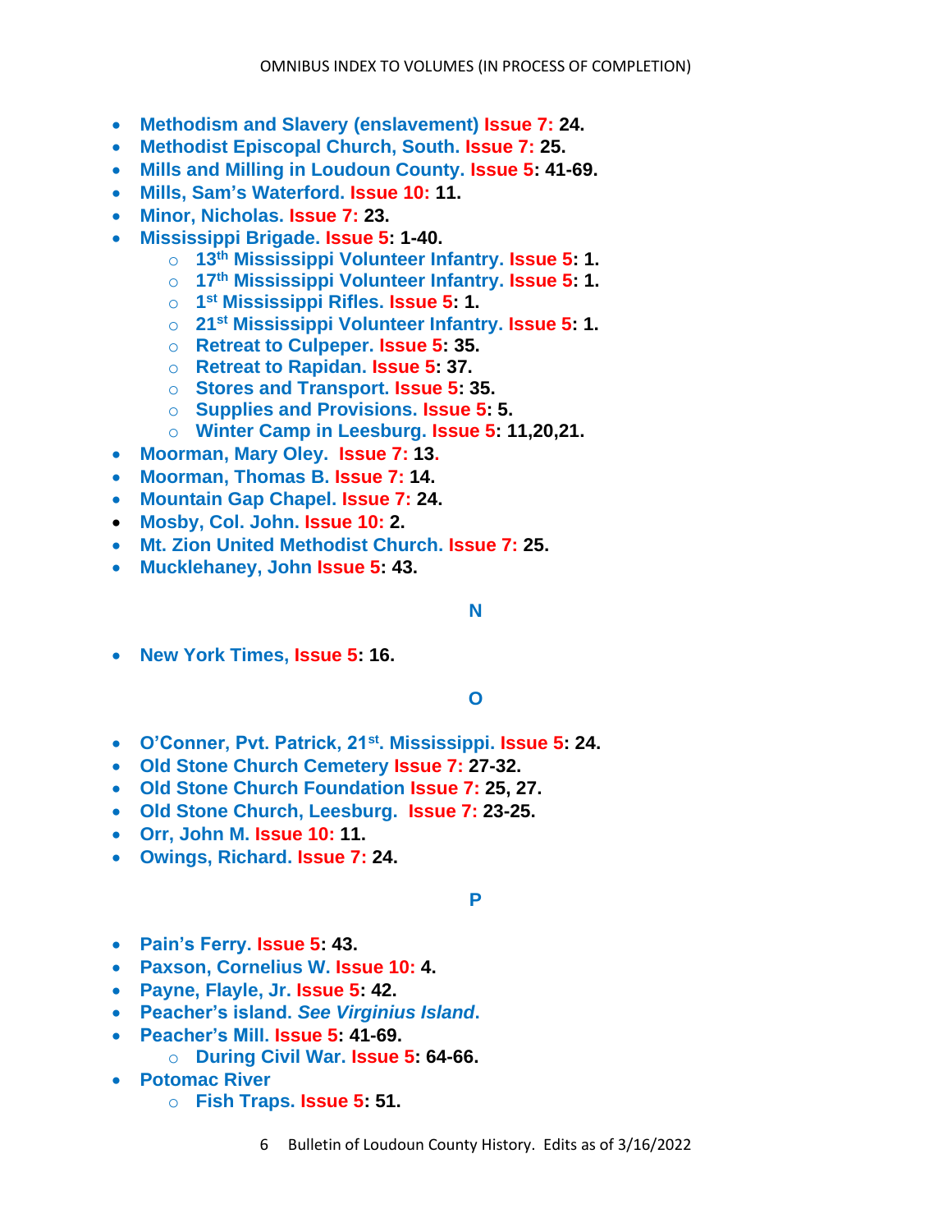- **Methodism and Slavery (enslavement) Issue 7: 24.**
- **Methodist Episcopal Church, South. Issue 7: 25.**
- **Mills and Milling in Loudoun County. Issue 5: 41-69.**
- **Mills, Sam's Waterford. Issue 10: 11.**
- **Minor, Nicholas. Issue 7: 23.**
- **Mississippi Brigade. Issue 5: 1-40.**
  - **13th Mississippi Volunteer Infantry. Issue 5: 1.**
  - **17th Mississippi Volunteer Infantry. Issue 5: 1.**
  - **1st Mississippi Rifles. Issue 5: 1.**
  - **21st Mississippi Volunteer Infantry. Issue 5: 1.**
  - **Retreat to Culpeper. Issue 5: 35.**
  - **Retreat to Rapidan. Issue 5: 37.**
  - **Stores and Transport. Issue 5: 35.**
  - **Supplies and Provisions. Issue 5: 5.**
  - **Winter Camp in Leesburg. Issue 5: 11,20,21.**
- **Moorman, Mary Oley. Issue 7: 13.**
- **Moorman, Thomas B. Issue 7: 14.**
- **Mountain Gap Chapel. Issue 7: 24.**
- **Mosby, Col. John. Issue 10: 2.**
- **Mt. Zion United Methodist Church. Issue 7: 25.**
- **Mucklehaney, John Issue 5: 43.**

## N

- **New York Times, Issue 5: 16.**

## O

- **O'Conner, Pvt. Patrick, 21st. Mississippi. Issue 5: 24.**
- **Old Stone Church Cemetery Issue 7: 27-32.**
- **Old Stone Church Foundation Issue 7: 25, 27.**
- **Old Stone Church, Leesburg. Issue 7: 23-25.**
- **Orr, John M. Issue 10: 11.**
- **Owings, Richard. Issue 7: 24.**

## P

- **Pain's Ferry. Issue 5: 43.**
- **Paxson, Cornelius W. Issue 10: 4.**
- **Payne, Flayle, Jr. Issue 5: 42.**
- **Peacher's island. *See Virginius Island*.**
- **Peacher's Mill. Issue 5: 41-69.**
  - **During Civil War. Issue 5: 64-66.**
- **Potomac River**
  - **Fish Traps. Issue 5: 51.**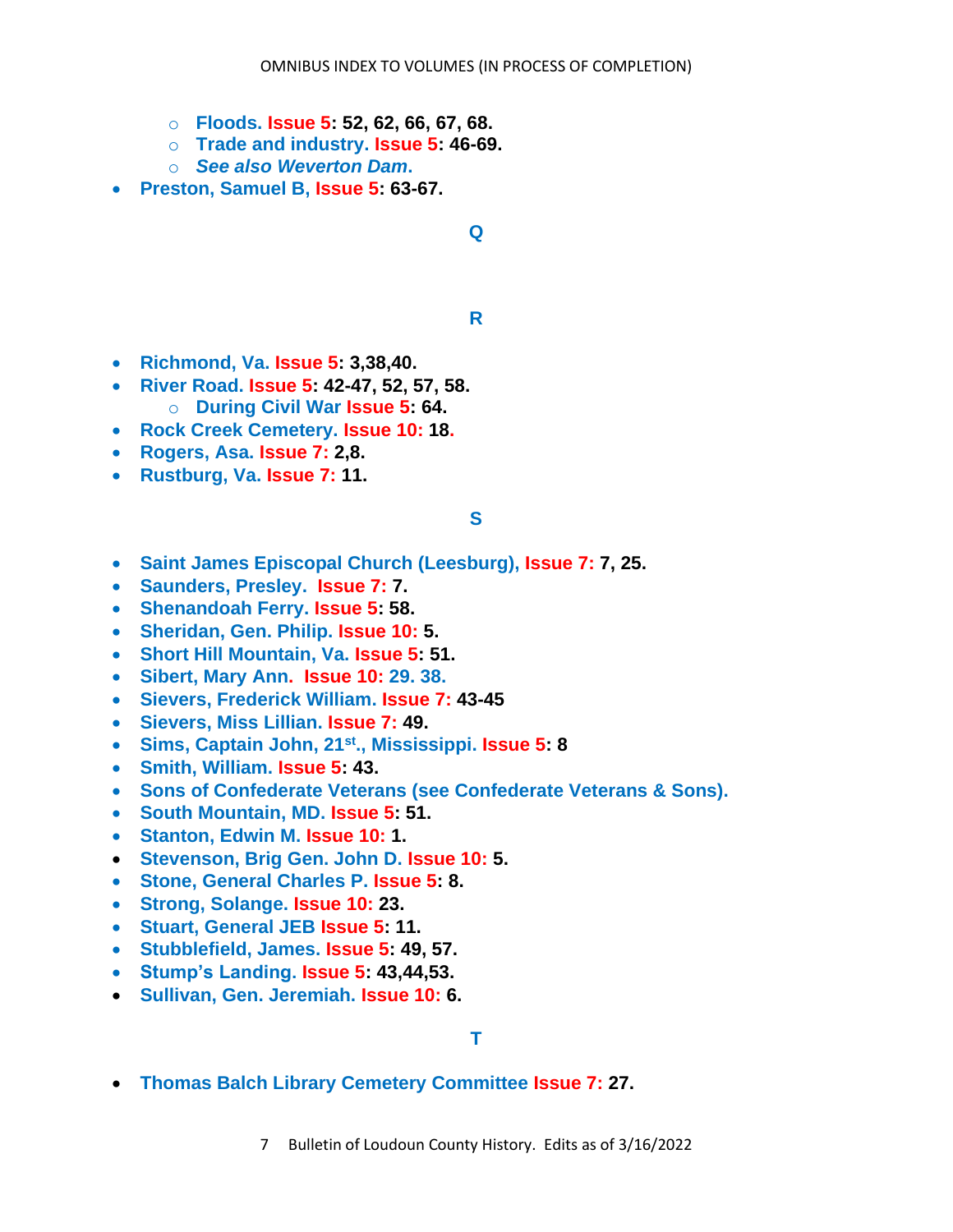- **Floods. Issue 5: 52, 62, 66, 67, 68.**
- **Trade and industry. Issue 5: 46-69.**
- ***See also Weverton Dam.***

- **Preston, Samuel B, Issue 5: 63-67.**

## Q

## R

- **Richmond, Va. Issue 5: 3,38,40.**
- **River Road. Issue 5: 42-47, 52, 57, 58.**
  - **During Civil War Issue 5: 64.**
- **Rock Creek Cemetery. Issue 10: 18.**
- **Rogers, Asa. Issue 7: 2,8.**
- **Rustburg, Va. Issue 7: 11.**

## S

- **Saint James Episcopal Church (Leesburg), Issue 7: 7, 25.**
- **Saunders, Presley. Issue 7: 7.**
- **Shenandoah Ferry. Issue 5: 58.**
- **Sheridan, Gen. Philip. Issue 10: 5.**
- **Short Hill Mountain, Va. Issue 5: 51.**
- **Sibert, Mary Ann. Issue 10: 29. 38.**
- **Sievers, Frederick William. Issue 7: 43-45**
- **Sievers, Miss Lillian. Issue 7: 49.**
- **Sims, Captain John, 21st., Mississippi. Issue 5: 8**
- **Smith, William. Issue 5: 43.**
- **Sons of Confederate Veterans (see Confederate Veterans & Sons).**
- **South Mountain, MD. Issue 5: 51.**
- **Stanton, Edwin M. Issue 10: 1.**
- **Stevenson, Brig Gen. John D. Issue 10: 5.**
- **Stone, General Charles P. Issue 5: 8.**
- **Strong, Solange. Issue 10: 23.**
- **Stuart, General JEB Issue 5: 11.**
- **Stubblefield, James. Issue 5: 49, 57.**
- **Stump's Landing. Issue 5: 43,44,53.**
- **Sullivan, Gen. Jeremiah. Issue 10: 6.**

## T

- **Thomas Balch Library Cemetery Committee Issue 7: 27.**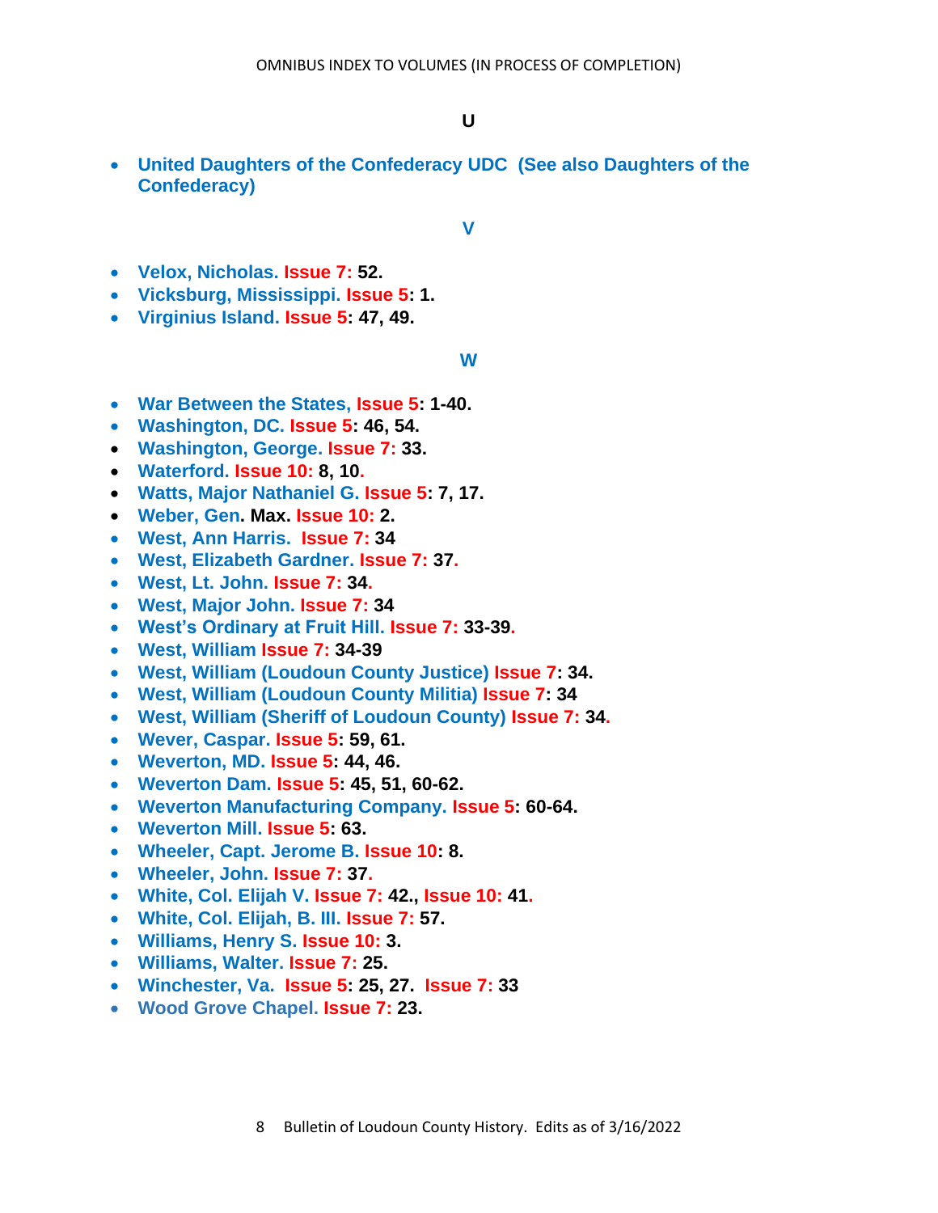## U

- United Daughters of the Confederacy UDC (See also Daughters of the Confederacy)

## V

- Velox, Nicholas. Issue 7: 52.
- Vicksburg, Mississippi. Issue 5: 1.
- Virginius Island. Issue 5: 47, 49.

## W

- War Between the States, Issue 5: 1-40.
- Washington, DC. Issue 5: 46, 54.
- Washington, George. Issue 7: 33.
- Waterford. Issue 10: 8, 10.
- Watts, Major Nathaniel G. Issue 5: 7, 17.
- Weber, Gen. Max. Issue 10: 2.
- West, Ann Harris. Issue 7: 34
- West, Elizabeth Gardner. Issue 7: 37.
- West, Lt. John. Issue 7: 34.
- West, Major John. Issue 7: 34
- West's Ordinary at Fruit Hill. Issue 7: 33-39.
- West, William Issue 7: 34-39
- West, William (Loudoun County Justice) Issue 7: 34.
- West, William (Loudoun County Militia) Issue 7: 34
- West, William (Sheriff of Loudoun County) Issue 7: 34.
- Wever, Caspar. Issue 5: 59, 61.
- Weverton, MD. Issue 5: 44, 46.
- Weverton Dam. Issue 5: 45, 51, 60-62.
- Weverton Manufacturing Company. Issue 5: 60-64.
- Weverton Mill. Issue 5: 63.
- Wheeler, Capt. Jerome B. Issue 10: 8.
- Wheeler, John. Issue 7: 37.
- White, Col. Elijah V. Issue 7: 42., Issue 10: 41.
- White, Col. Elijah, B. III. Issue 7: 57.
- Williams, Henry S. Issue 10: 3.
- Williams, Walter. Issue 7: 25.
- Winchester, Va. Issue 5: 25, 27. Issue 7: 33
- Wood Grove Chapel. Issue 7: 23.